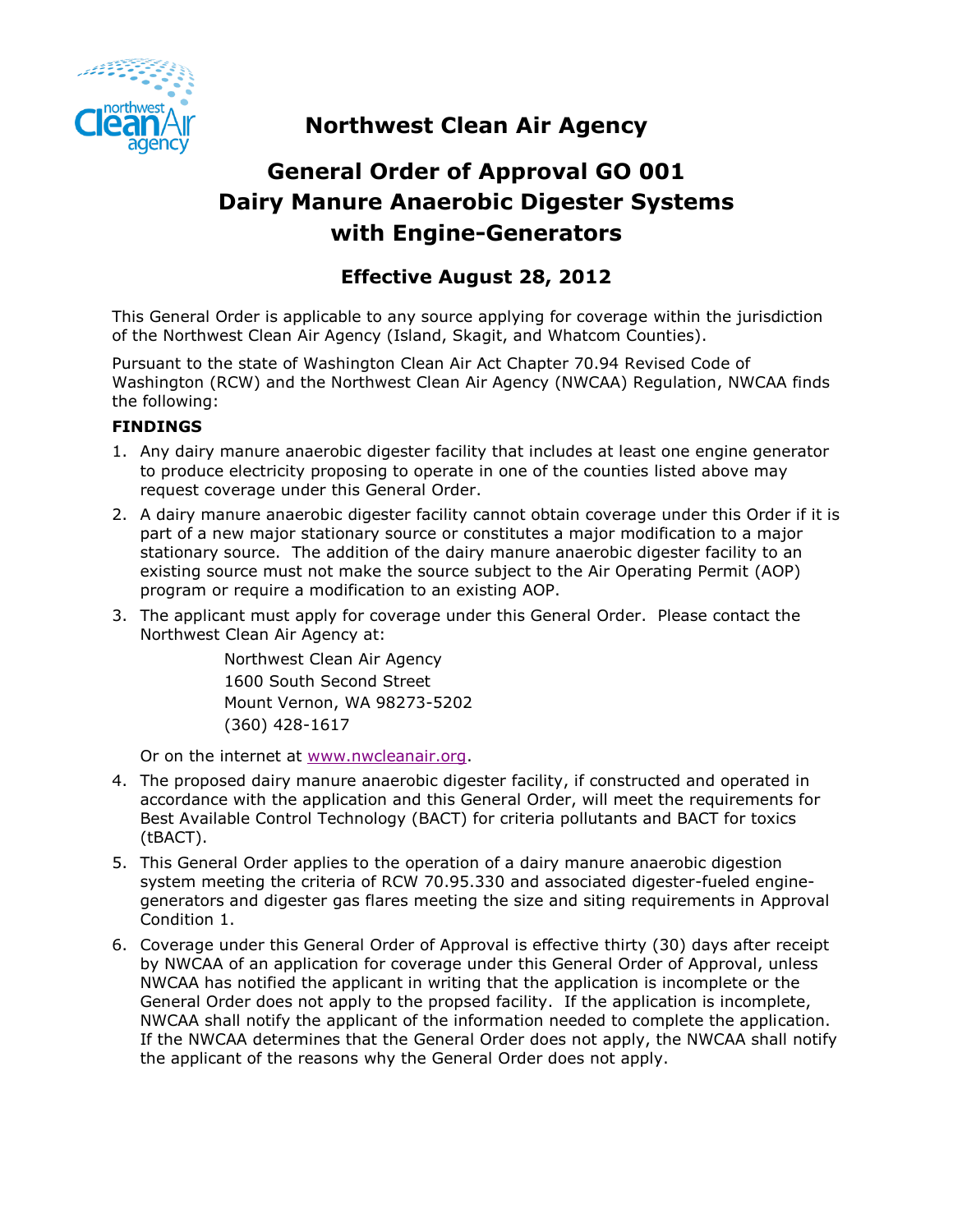# Northwest Clean Air Agency

## General Order of Approval GO 001
## Dairy Manure Anaerobic Digester Systems with Engine-Generators

### Effective August 28, 2012

This General Order is applicable to any source applying for coverage within the jurisdiction of the Northwest Clean Air Agency (Island, Skagit, and Whatcom Counties).

Pursuant to the state of Washington Clean Air Act Chapter 70.94 Revised Code of Washington (RCW) and the Northwest Clean Air Agency (NWCAA) Regulation, NWCAA finds the following:

**FINDINGS**

1. Any dairy manure anaerobic digester facility that includes at least one engine generator to produce electricity proposing to operate in one of the counties listed above may request coverage under this General Order.
2. A dairy manure anaerobic digester facility cannot obtain coverage under this Order if it is part of a new major stationary source or constitutes a major modification to a major stationary source. The addition of the dairy manure anaerobic digester facility to an existing source must not make the source subject to the Air Operating Permit (AOP) program or require a modification to an existing AOP.
3. The applicant must apply for coverage under this General Order. Please contact the Northwest Clean Air Agency at:

   Northwest Clean Air Agency
   1600 South Second Street
   Mount Vernon, WA 98273-5202
   (360) 428-1617

   Or on the internet at www.nwcleanair.org.
4. The proposed dairy manure anaerobic digester facility, if constructed and operated in accordance with the application and this General Order, will meet the requirements for Best Available Control Technology (BACT) for criteria pollutants and BACT for toxics (tBACT).
5. This General Order applies to the operation of a dairy manure anaerobic digestion system meeting the criteria of RCW 70.95.330 and associated digester-fueled engine-generators and digester gas flares meeting the size and siting requirements in Approval Condition 1.
6. Coverage under this General Order of Approval is effective thirty (30) days after receipt by NWCAA of an application for coverage under this General Order of Approval, unless NWCAA has notified the applicant in writing that the application is incomplete or the General Order does not apply to the propsed facility. If the application is incomplete, NWCAA shall notify the applicant of the information needed to complete the application. If the NWCAA determines that the General Order does not apply, the NWCAA shall notify the applicant of the reasons why the General Order does not apply.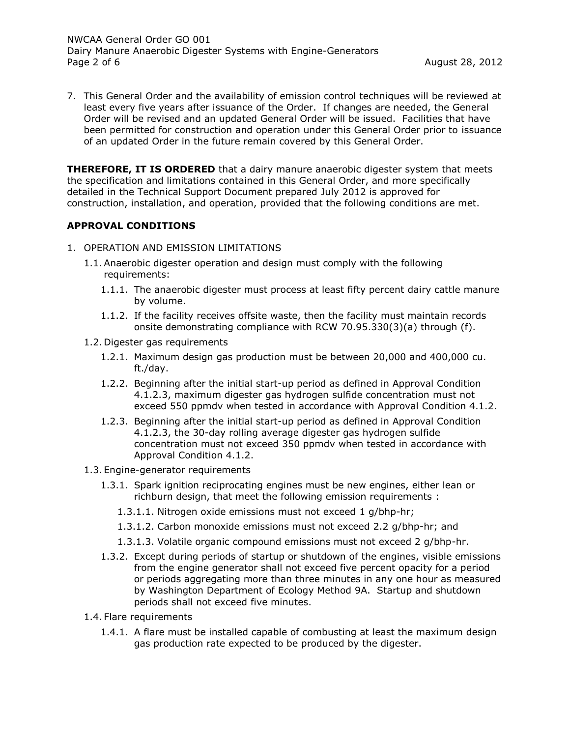7. This General Order and the availability of emission control techniques will be reviewed at least every five years after issuance of the Order. If changes are needed, the General Order will be revised and an updated General Order will be issued. Facilities that have been permitted for construction and operation under this General Order prior to issuance of an updated Order in the future remain covered by this General Order.

**THEREFORE, IT IS ORDERED** that a dairy manure anaerobic digester system that meets the specification and limitations contained in this General Order, and more specifically detailed in the Technical Support Document prepared July 2012 is approved for construction, installation, and operation, provided that the following conditions are met.

## APPROVAL CONDITIONS

1. OPERATION AND EMISSION LIMITATIONS
   - 1.1. Anaerobic digester operation and design must comply with the following requirements:
     - 1.1.1. The anaerobic digester must process at least fifty percent dairy cattle manure by volume.
     - 1.1.2. If the facility receives offsite waste, then the facility must maintain records onsite demonstrating compliance with RCW 70.95.330(3)(a) through (f).
   - 1.2. Digester gas requirements
     - 1.2.1. Maximum design gas production must be between 20,000 and 400,000 cu. ft./day.
     - 1.2.2. Beginning after the initial start-up period as defined in Approval Condition 4.1.2.3, maximum digester gas hydrogen sulfide concentration must not exceed 550 ppmdv when tested in accordance with Approval Condition 4.1.2.
     - 1.2.3. Beginning after the initial start-up period as defined in Approval Condition 4.1.2.3, the 30-day rolling average digester gas hydrogen sulfide concentration must not exceed 350 ppmdv when tested in accordance with Approval Condition 4.1.2.
   - 1.3. Engine-generator requirements
     - 1.3.1. Spark ignition reciprocating engines must be new engines, either lean or richburn design, that meet the following emission requirements :
       - 1.3.1.1. Nitrogen oxide emissions must not exceed 1 g/bhp-hr;
       - 1.3.1.2. Carbon monoxide emissions must not exceed 2.2 g/bhp-hr; and
       - 1.3.1.3. Volatile organic compound emissions must not exceed 2 g/bhp-hr.
     - 1.3.2. Except during periods of startup or shutdown of the engines, visible emissions from the engine generator shall not exceed five percent opacity for a period or periods aggregating more than three minutes in any one hour as measured by Washington Department of Ecology Method 9A. Startup and shutdown periods shall not exceed five minutes.
   - 1.4. Flare requirements
     - 1.4.1. A flare must be installed capable of combusting at least the maximum design gas production rate expected to be produced by the digester.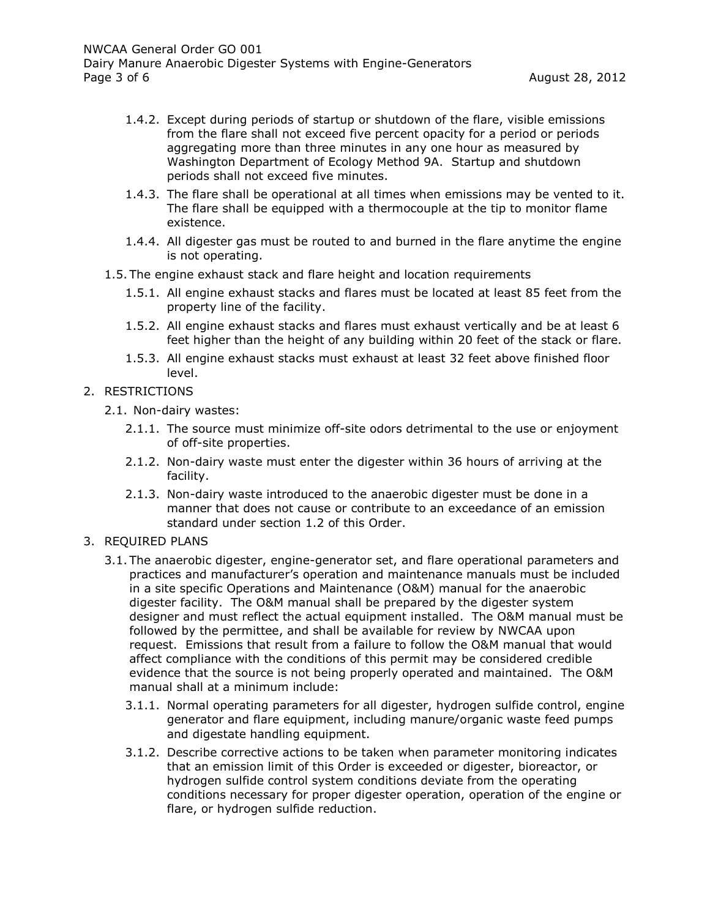1.4.2. Except during periods of startup or shutdown of the flare, visible emissions from the flare shall not exceed five percent opacity for a period or periods aggregating more than three minutes in any one hour as measured by Washington Department of Ecology Method 9A. Startup and shutdown periods shall not exceed five minutes.

1.4.3. The flare shall be operational at all times when emissions may be vented to it. The flare shall be equipped with a thermocouple at the tip to monitor flame existence.

1.4.4. All digester gas must be routed to and burned in the flare anytime the engine is not operating.

1.5. The engine exhaust stack and flare height and location requirements

1.5.1. All engine exhaust stacks and flares must be located at least 85 feet from the property line of the facility.

1.5.2. All engine exhaust stacks and flares must exhaust vertically and be at least 6 feet higher than the height of any building within 20 feet of the stack or flare.

1.5.3. All engine exhaust stacks must exhaust at least 32 feet above finished floor level.

2. RESTRICTIONS

2.1. Non-dairy wastes:

2.1.1. The source must minimize off-site odors detrimental to the use or enjoyment of off-site properties.

2.1.2. Non-dairy waste must enter the digester within 36 hours of arriving at the facility.

2.1.3. Non-dairy waste introduced to the anaerobic digester must be done in a manner that does not cause or contribute to an exceedance of an emission standard under section 1.2 of this Order.

3. REQUIRED PLANS

3.1. The anaerobic digester, engine-generator set, and flare operational parameters and practices and manufacturer's operation and maintenance manuals must be included in a site specific Operations and Maintenance (O&M) manual for the anaerobic digester facility. The O&M manual shall be prepared by the digester system designer and must reflect the actual equipment installed. The O&M manual must be followed by the permittee, and shall be available for review by NWCAA upon request. Emissions that result from a failure to follow the O&M manual that would affect compliance with the conditions of this permit may be considered credible evidence that the source is not being properly operated and maintained. The O&M manual shall at a minimum include:

3.1.1. Normal operating parameters for all digester, hydrogen sulfide control, engine generator and flare equipment, including manure/organic waste feed pumps and digestate handling equipment.

3.1.2. Describe corrective actions to be taken when parameter monitoring indicates that an emission limit of this Order is exceeded or digester, bioreactor, or hydrogen sulfide control system conditions deviate from the operating conditions necessary for proper digester operation, operation of the engine or flare, or hydrogen sulfide reduction.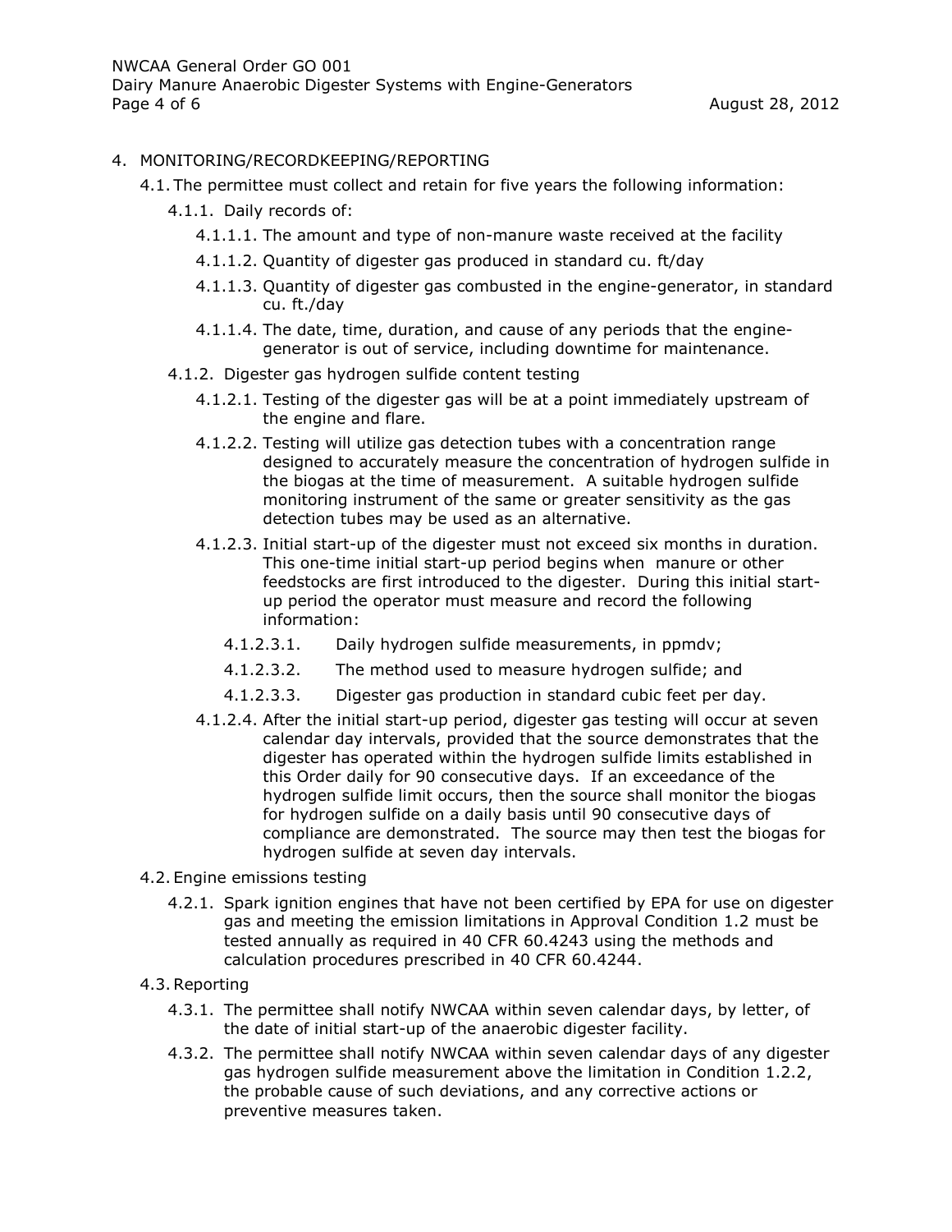4. MONITORING/RECORDKEEPING/REPORTING

   4.1. The permittee must collect and retain for five years the following information:

      4.1.1. Daily records of:

         4.1.1.1. The amount and type of non-manure waste received at the facility

         4.1.1.2. Quantity of digester gas produced in standard cu. ft/day

         4.1.1.3. Quantity of digester gas combusted in the engine-generator, in standard cu. ft./day

         4.1.1.4. The date, time, duration, and cause of any periods that the engine-generator is out of service, including downtime for maintenance.

      4.1.2. Digester gas hydrogen sulfide content testing

         4.1.2.1. Testing of the digester gas will be at a point immediately upstream of the engine and flare.

         4.1.2.2. Testing will utilize gas detection tubes with a concentration range designed to accurately measure the concentration of hydrogen sulfide in the biogas at the time of measurement. A suitable hydrogen sulfide monitoring instrument of the same or greater sensitivity as the gas detection tubes may be used as an alternative.

         4.1.2.3. Initial start-up of the digester must not exceed six months in duration. This one-time initial start-up period begins when manure or other feedstocks are first introduced to the digester. During this initial start-up period the operator must measure and record the following information:

            4.1.2.3.1. Daily hydrogen sulfide measurements, in ppmdv;

            4.1.2.3.2. The method used to measure hydrogen sulfide; and

            4.1.2.3.3. Digester gas production in standard cubic feet per day.

         4.1.2.4. After the initial start-up period, digester gas testing will occur at seven calendar day intervals, provided that the source demonstrates that the digester has operated within the hydrogen sulfide limits established in this Order daily for 90 consecutive days. If an exceedance of the hydrogen sulfide limit occurs, then the source shall monitor the biogas for hydrogen sulfide on a daily basis until 90 consecutive days of compliance are demonstrated. The source may then test the biogas for hydrogen sulfide at seven day intervals.

   4.2. Engine emissions testing

      4.2.1. Spark ignition engines that have not been certified by EPA for use on digester gas and meeting the emission limitations in Approval Condition 1.2 must be tested annually as required in 40 CFR 60.4243 using the methods and calculation procedures prescribed in 40 CFR 60.4244.

   4.3. Reporting

      4.3.1. The permittee shall notify NWCAA within seven calendar days, by letter, of the date of initial start-up of the anaerobic digester facility.

      4.3.2. The permittee shall notify NWCAA within seven calendar days of any digester gas hydrogen sulfide measurement above the limitation in Condition 1.2.2, the probable cause of such deviations, and any corrective actions or preventive measures taken.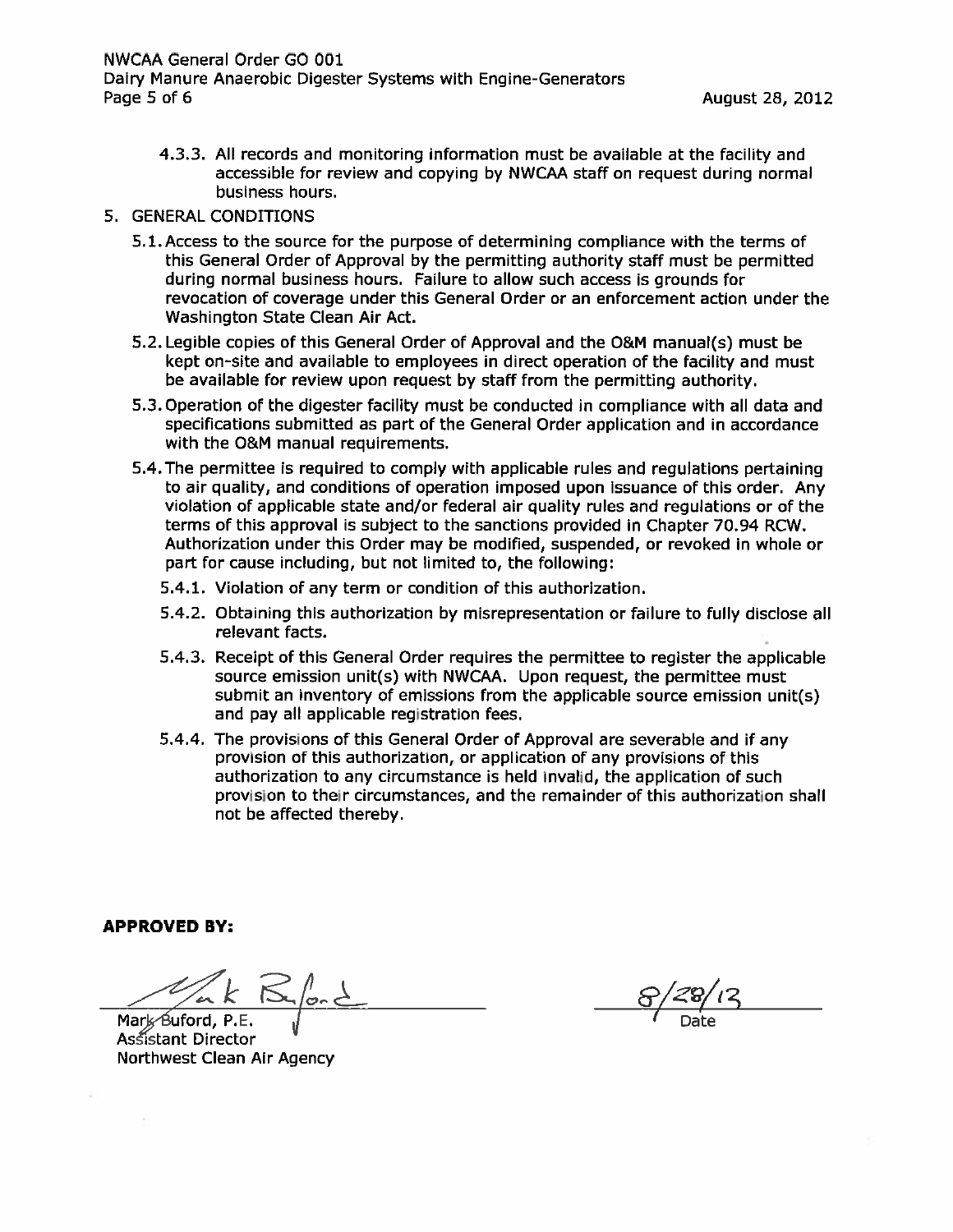4.3.3. All records and monitoring information must be available at the facility and accessible for review and copying by NWCAA staff on request during normal business hours.

5. GENERAL CONDITIONS

5.1. Access to the source for the purpose of determining compliance with the terms of this General Order of Approval by the permitting authority staff must be permitted during normal business hours. Failure to allow such access is grounds for revocation of coverage under this General Order or an enforcement action under the Washington State Clean Air Act.

5.2. Legible copies of this General Order of Approval and the O&M manual(s) must be kept on-site and available to employees in direct operation of the facility and must be available for review upon request by staff from the permitting authority.

5.3. Operation of the digester facility must be conducted in compliance with all data and specifications submitted as part of the General Order application and in accordance with the O&M manual requirements.

5.4. The permittee is required to comply with applicable rules and regulations pertaining to air quality, and conditions of operation imposed upon issuance of this order. Any violation of applicable state and/or federal air quality rules and regulations or of the terms of this approval is subject to the sanctions provided in Chapter 70.94 RCW. Authorization under this Order may be modified, suspended, or revoked in whole or part for cause including, but not limited to, the following:

5.4.1. Violation of any term or condition of this authorization.

5.4.2. Obtaining this authorization by misrepresentation or failure to fully disclose all relevant facts.

5.4.3. Receipt of this General Order requires the permittee to register the applicable source emission unit(s) with NWCAA. Upon request, the permittee must submit an inventory of emissions from the applicable source emission unit(s) and pay all applicable registration fees.

5.4.4. The provisions of this General Order of Approval are severable and if any provision of this authorization, or application of any provisions of this authorization to any circumstance is held invalid, the application of such provision to their circumstances, and the remainder of this authorization shall not be affected thereby.

**APPROVED BY:**

Mark Buford, P.E.
Assistant Director
Northwest Clean Air Agency

8/28/12
Date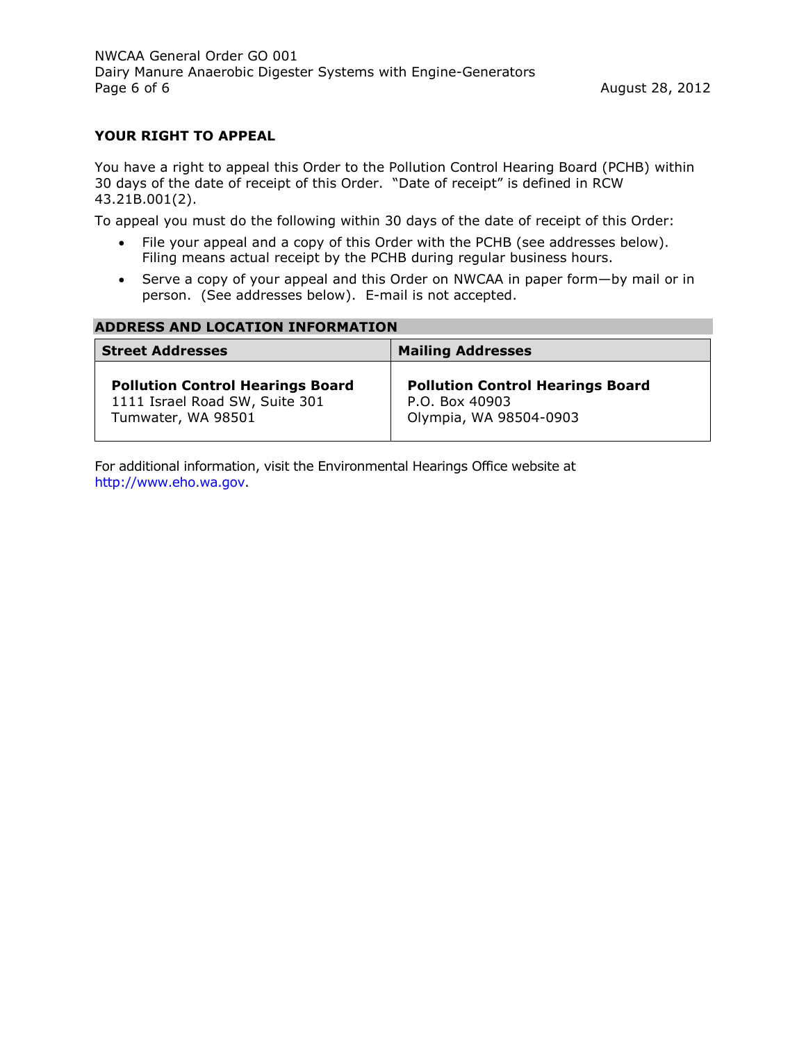## YOUR RIGHT TO APPEAL

You have a right to appeal this Order to the Pollution Control Hearing Board (PCHB) within 30 days of the date of receipt of this Order. "Date of receipt" is defined in RCW 43.21B.001(2).

To appeal you must do the following within 30 days of the date of receipt of this Order:

- File your appeal and a copy of this Order with the PCHB (see addresses below). Filing means actual receipt by the PCHB during regular business hours.
- Serve a copy of your appeal and this Order on NWCAA in paper form—by mail or in person. (See addresses below). E-mail is not accepted.

**ADDRESS AND LOCATION INFORMATION**

| Street Addresses | Mailing Addresses |
|---|---|
| **Pollution Control Hearings Board**<br>1111 Israel Road SW, Suite 301<br>Tumwater, WA 98501 | **Pollution Control Hearings Board**<br>P.O. Box 40903<br>Olympia, WA 98504-0903 |

For additional information, visit the Environmental Hearings Office website at http://www.eho.wa.gov.